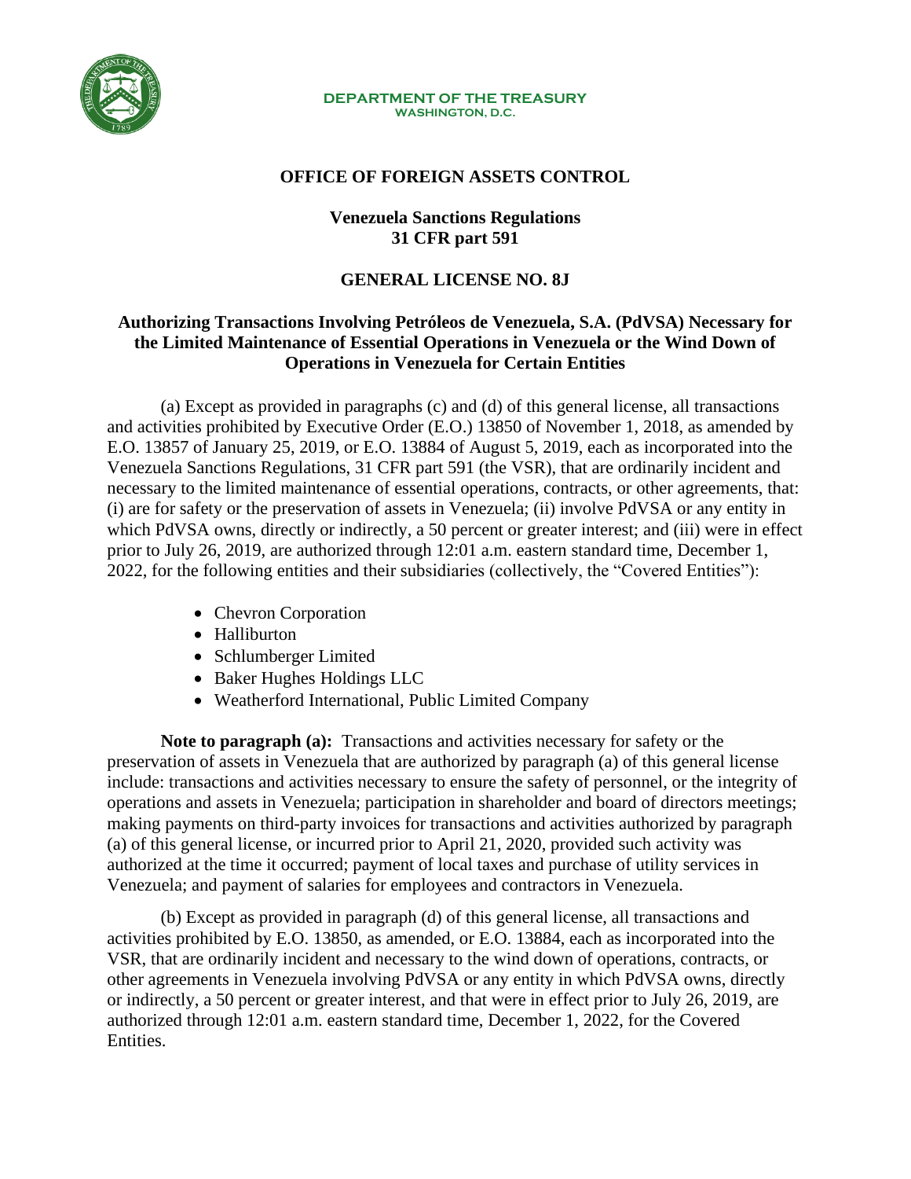**DEPARTMENT OF THE TREASURY**
**WASHINGTON, D.C.**

## OFFICE OF FOREIGN ASSETS CONTROL

### Venezuela Sanctions Regulations
### 31 CFR part 591

## GENERAL LICENSE NO. 8J

### Authorizing Transactions Involving Petróleos de Venezuela, S.A. (PdVSA) Necessary for the Limited Maintenance of Essential Operations in Venezuela or the Wind Down of Operations in Venezuela for Certain Entities

(a) Except as provided in paragraphs (c) and (d) of this general license, all transactions and activities prohibited by Executive Order (E.O.) 13850 of November 1, 2018, as amended by E.O. 13857 of January 25, 2019, or E.O. 13884 of August 5, 2019, each as incorporated into the Venezuela Sanctions Regulations, 31 CFR part 591 (the VSR), that are ordinarily incident and necessary to the limited maintenance of essential operations, contracts, or other agreements, that: (i) are for safety or the preservation of assets in Venezuela; (ii) involve PdVSA or any entity in which PdVSA owns, directly or indirectly, a 50 percent or greater interest; and (iii) were in effect prior to July 26, 2019, are authorized through 12:01 a.m. eastern standard time, December 1, 2022, for the following entities and their subsidiaries (collectively, the "Covered Entities"):

- Chevron Corporation
- Halliburton
- Schlumberger Limited
- Baker Hughes Holdings LLC
- Weatherford International, Public Limited Company

**Note to paragraph (a):** Transactions and activities necessary for safety or the preservation of assets in Venezuela that are authorized by paragraph (a) of this general license include: transactions and activities necessary to ensure the safety of personnel, or the integrity of operations and assets in Venezuela; participation in shareholder and board of directors meetings; making payments on third-party invoices for transactions and activities authorized by paragraph (a) of this general license, or incurred prior to April 21, 2020, provided such activity was authorized at the time it occurred; payment of local taxes and purchase of utility services in Venezuela; and payment of salaries for employees and contractors in Venezuela.

(b) Except as provided in paragraph (d) of this general license, all transactions and activities prohibited by E.O. 13850, as amended, or E.O. 13884, each as incorporated into the VSR, that are ordinarily incident and necessary to the wind down of operations, contracts, or other agreements in Venezuela involving PdVSA or any entity in which PdVSA owns, directly or indirectly, a 50 percent or greater interest, and that were in effect prior to July 26, 2019, are authorized through 12:01 a.m. eastern standard time, December 1, 2022, for the Covered Entities.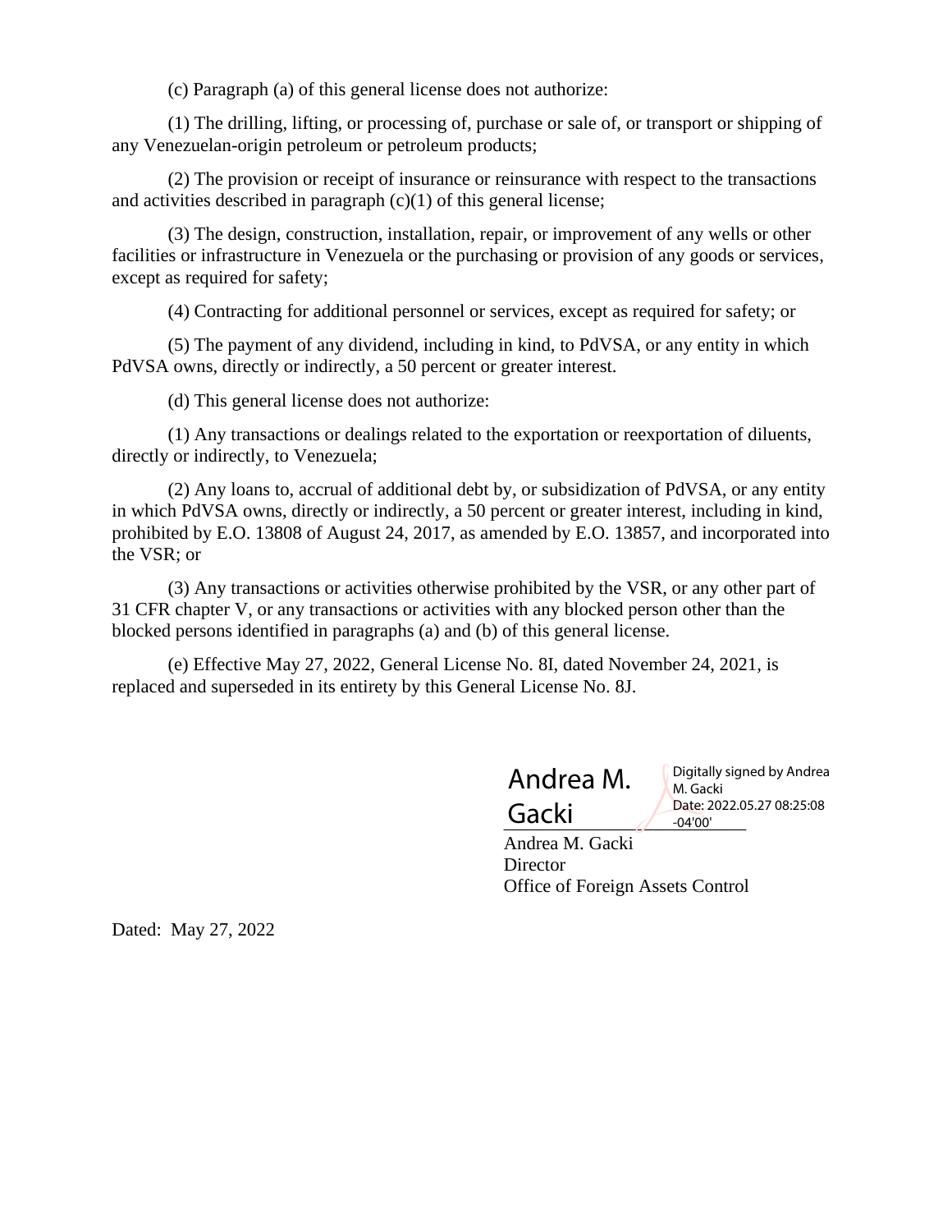(c) Paragraph (a) of this general license does not authorize:

(1) The drilling, lifting, or processing of, purchase or sale of, or transport or shipping of any Venezuelan-origin petroleum or petroleum products;

(2) The provision or receipt of insurance or reinsurance with respect to the transactions and activities described in paragraph (c)(1) of this general license;

(3) The design, construction, installation, repair, or improvement of any wells or other facilities or infrastructure in Venezuela or the purchasing or provision of any goods or services, except as required for safety;

(4) Contracting for additional personnel or services, except as required for safety; or

(5) The payment of any dividend, including in kind, to PdVSA, or any entity in which PdVSA owns, directly or indirectly, a 50 percent or greater interest.

(d) This general license does not authorize:

(1) Any transactions or dealings related to the exportation or reexportation of diluents, directly or indirectly, to Venezuela;

(2) Any loans to, accrual of additional debt by, or subsidization of PdVSA, or any entity in which PdVSA owns, directly or indirectly, a 50 percent or greater interest, including in kind, prohibited by E.O. 13808 of August 24, 2017, as amended by E.O. 13857, and incorporated into the VSR; or

(3) Any transactions or activities otherwise prohibited by the VSR, or any other part of 31 CFR chapter V, or any transactions or activities with any blocked person other than the blocked persons identified in paragraphs (a) and (b) of this general license.

(e) Effective May 27, 2022, General License No. 8I, dated November 24, 2021, is replaced and superseded in its entirety by this General License No. 8J.

Andrea M. Gacki

Digitally signed by Andrea M. Gacki
Date: 2022.05.27 08:25:08 -04'00'

Andrea M. Gacki
Director
Office of Foreign Assets Control

Dated: May 27, 2022